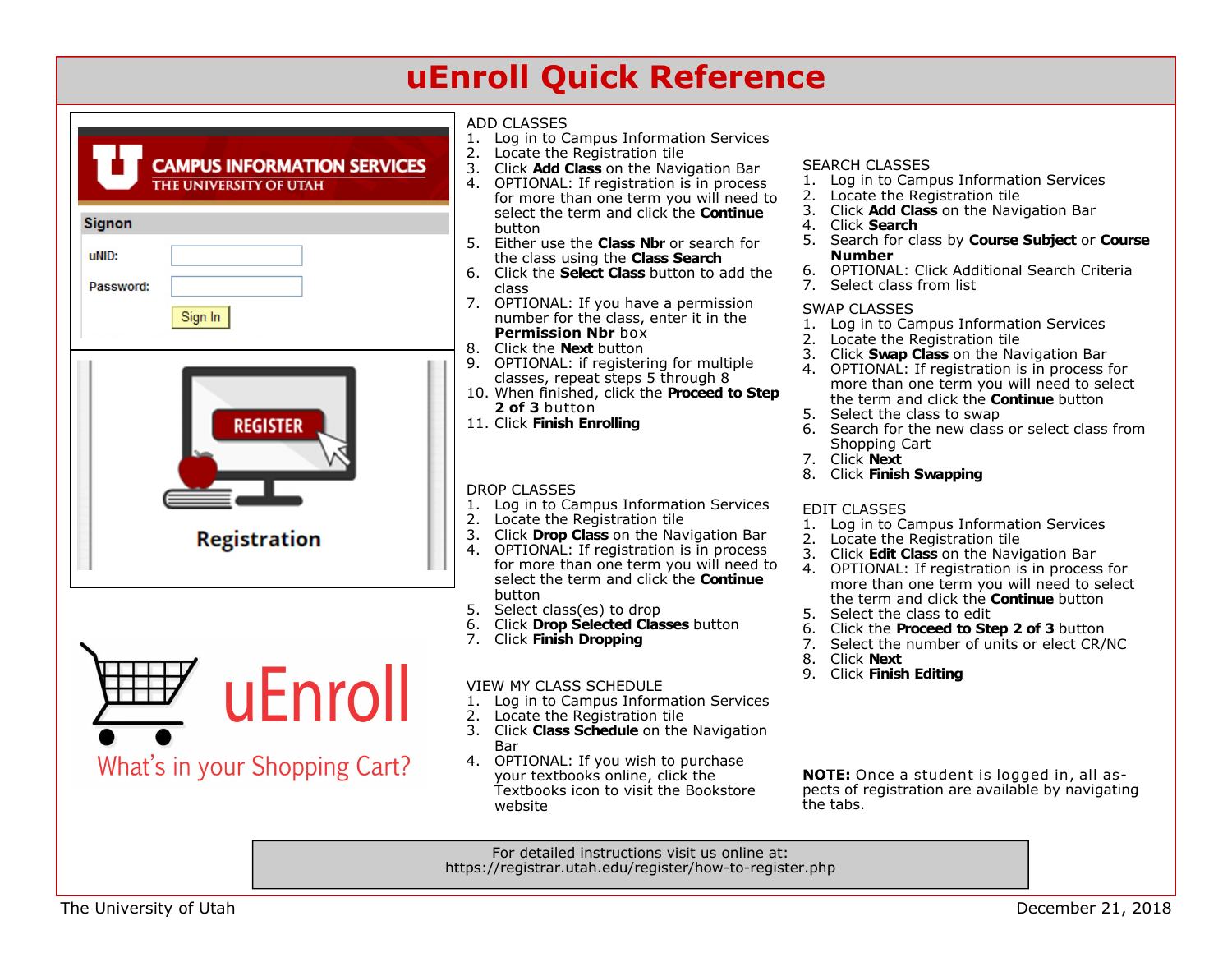# uEnroll Quick Reference

Campus Information Services — The University of Utah

**Signon**

uNID:

Password:

Sign In

Registration

uEnroll

What's in your Shopping Cart?

## ADD CLASSES

1. Log in to Campus Information Services
2. Locate the Registration tile
3. Click **Add Class** on the Navigation Bar
4. OPTIONAL: If registration is in process for more than one term you will need to select the term and click the **Continue** button
5. Either use the **Class Nbr** or search for the class using the **Class Search**
6. Click the **Select Class** button to add the class
7. OPTIONAL: If you have a permission number for the class, enter it in the **Permission Nbr** box
8. Click the **Next** button
9. OPTIONAL: if registering for multiple classes, repeat steps 5 through 8
10. When finished, click the **Proceed to Step 2 of 3** button
11. Click **Finish Enrolling**

## DROP CLASSES

1. Log in to Campus Information Services
2. Locate the Registration tile
3. Click **Drop Class** on the Navigation Bar
4. OPTIONAL: If registration is in process for more than one term you will need to select the term and click the **Continue** button
5. Select class(es) to drop
6. Click **Drop Selected Classes** button
7. Click **Finish Dropping**

## VIEW MY CLASS SCHEDULE

1. Log in to Campus Information Services
2. Locate the Registration tile
3. Click **Class Schedule** on the Navigation Bar
4. OPTIONAL: If you wish to purchase your textbooks online, click the Textbooks icon to visit the Bookstore website

## SEARCH CLASSES

1. Log in to Campus Information Services
2. Locate the Registration tile
3. Click **Add Class** on the Navigation Bar
4. Click **Search**
5. Search for class by **Course Subject** or **Course Number**
6. OPTIONAL: Click Additional Search Criteria
7. Select class from list

## SWAP CLASSES

1. Log in to Campus Information Services
2. Locate the Registration tile
3. Click **Swap Class** on the Navigation Bar
4. OPTIONAL: If registration is in process for more than one term you will need to select the term and click the **Continue** button
5. Select the class to swap
6. Search for the new class or select class from Shopping Cart
7. Click **Next**
8. Click **Finish Swapping**

## EDIT CLASSES

1. Log in to Campus Information Services
2. Locate the Registration tile
3. Click **Edit Class** on the Navigation Bar
4. OPTIONAL: If registration is in process for more than one term you will need to select the term and click the **Continue** button
5. Select the class to edit
6. Click the **Proceed to Step 2 of 3** button
7. Select the number of units or elect CR/NC
8. Click **Next**
9. Click **Finish Editing**

**NOTE:** Once a student is logged in, all aspects of registration are available by navigating the tabs.

For detailed instructions visit us online at:
https://registrar.utah.edu/register/how-to-register.php

The University of Utah

December 21, 2018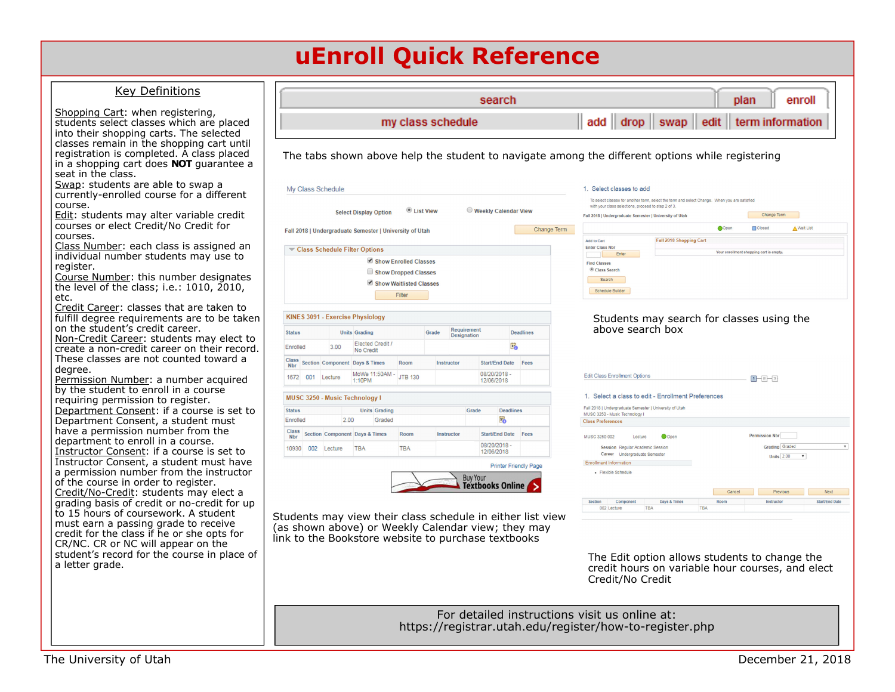# uEnroll Quick Reference

## Key Definitions

Shopping Cart: when registering, students select classes which are placed into their shopping carts. The selected classes remain in the shopping cart until registration is completed. A class placed in a shopping cart does **NOT** guarantee a seat in the class.

Swap: students are able to swap a currently-enrolled course for a different course.

Edit: students may alter variable credit courses or elect Credit/No Credit for courses.

Class Number: each class is assigned an individual number students may use to register.

Course Number: this number designates the level of the class; i.e.: 1010, 2010, etc.

Credit Career: classes that are taken to fulfill degree requirements are to be taken on the student's credit career.

Non-Credit Career: students may elect to create a non-credit career on their record. These classes are not counted toward a degree.

Permission Number: a number acquired by the student to enroll in a course requiring permission to register.

Department Consent: if a course is set to Department Consent, a student must have a permission number from the department to enroll in a course.

Instructor Consent: if a course is set to Instructor Consent, a student must have a permission number from the instructor of the course in order to register.

Credit/No-Credit: students may elect a grading basis of credit or no-credit for up to 15 hours of coursework. A student must earn a passing grade to receive credit for the class if he or she opts for CR/NC. CR or NC will appear on the student's record for the course in place of a letter grade.

search | plan | enroll

my class schedule | add | drop | swap | edit | term information

The tabs shown above help the student to navigate among the different options while registering

Students may view their class schedule in either list view (as shown above) or Weekly Calendar view; they may link to the Bookstore website to purchase textbooks

Students may search for classes using the above search box

The Edit option allows students to change the credit hours on variable hour courses, and elect Credit/No Credit

For detailed instructions visit us online at:
https://registrar.utah.edu/register/how-to-register.php

The University of Utah — December 21, 2018